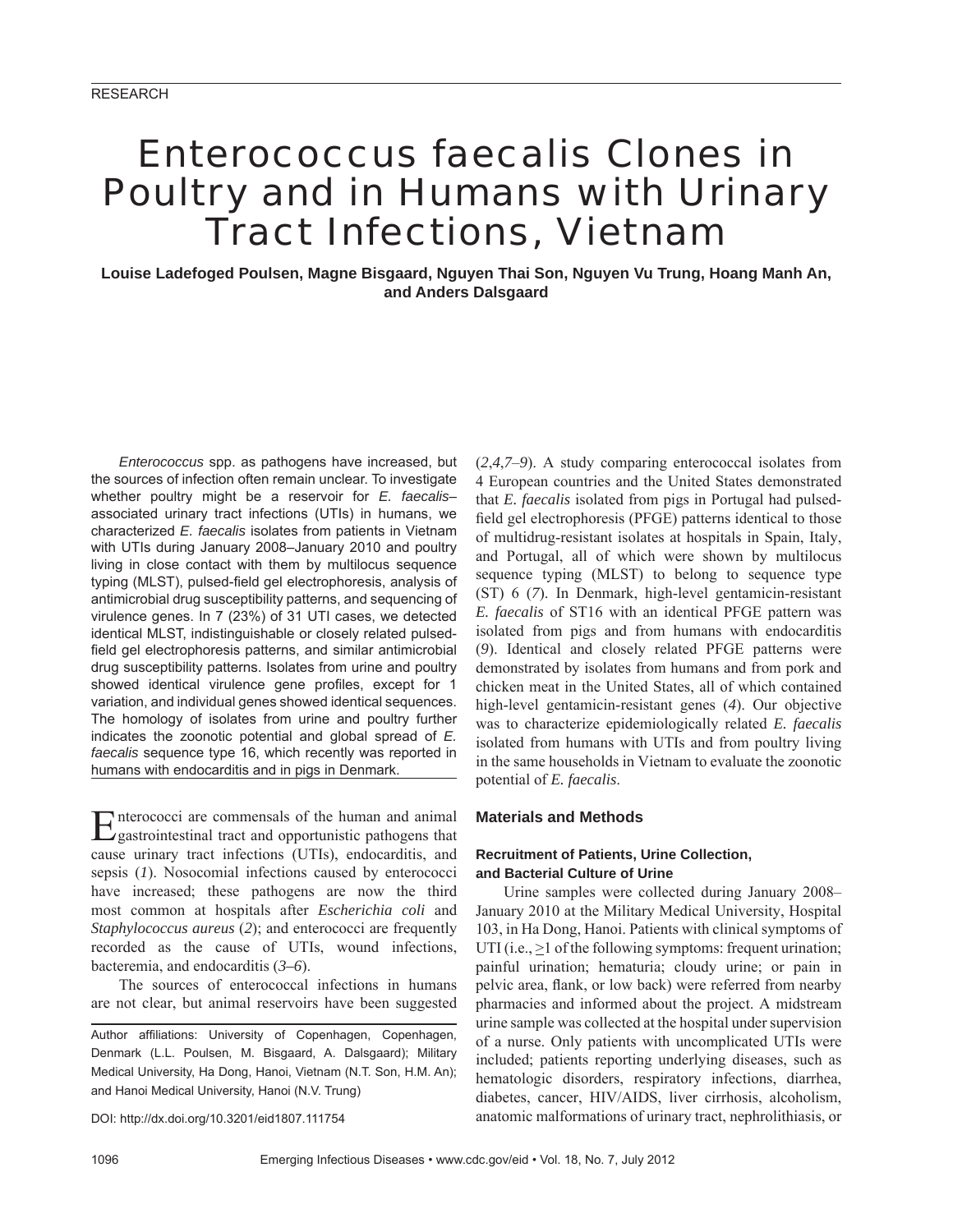RESEARCH

# Enterococcus faecalis Clones in Poultry and in Humans with Urinary Tract Infections, Vietnam

**Louise Ladefoged Poulsen, Magne Bisgaard, Nguyen Thai Son, Nguyen Vu Trung, Hoang Manh An, and Anders Dalsgaard**

*Enterococcus* spp. as pathogens have increased, but the sources of infection often remain unclear. To investigate whether poultry might be a reservoir for *E. faecalis*–associated urinary tract infections (UTIs) in humans, we characterized *E. faecalis* isolates from patients in Vietnam with UTIs during January 2008–January 2010 and poultry living in close contact with them by multilocus sequence typing (MLST), pulsed-field gel electrophoresis, analysis of antimicrobial drug susceptibility patterns, and sequencing of virulence genes. In 7 (23%) of 31 UTI cases, we detected identical MLST, indistinguishable or closely related pulsed-field gel electrophoresis patterns, and similar antimicrobial drug susceptibility patterns. Isolates from urine and poultry showed identical virulence gene profiles, except for 1 variation, and individual genes showed identical sequences. The homology of isolates from urine and poultry further indicates the zoonotic potential and global spread of *E. faecalis* sequence type 16, which recently was reported in humans with endocarditis and in pigs in Denmark.

Enterococci are commensals of the human and animal gastrointestinal tract and opportunistic pathogens that cause urinary tract infections (UTIs), endocarditis, and sepsis (*1*). Nosocomial infections caused by enterococci have increased; these pathogens are now the third most common at hospitals after *Escherichia coli* and *Staphylococcus aureus* (*2*); and enterococci are frequently recorded as the cause of UTIs, wound infections, bacteremia, and endocarditis (*3–6*).

The sources of enterococcal infections in humans are not clear, but animal reservoirs have been suggested (*2*,*4*,*7–9*). A study comparing enterococcal isolates from 4 European countries and the United States demonstrated that *E. faecalis* isolated from pigs in Portugal had pulsed-field gel electrophoresis (PFGE) patterns identical to those of multidrug-resistant isolates at hospitals in Spain, Italy, and Portugal, all of which were shown by multilocus sequence typing (MLST) to belong to sequence type (ST) 6 (*7*). In Denmark, high-level gentamicin-resistant *E. faecalis* of ST16 with an identical PFGE pattern was isolated from pigs and from humans with endocarditis (*9*). Identical and closely related PFGE patterns were demonstrated by isolates from humans and from pork and chicken meat in the United States, all of which contained high-level gentamicin-resistant genes (*4*). Our objective was to characterize epidemiologically related *E. faecalis* isolated from humans with UTIs and from poultry living in the same households in Vietnam to evaluate the zoonotic potential of *E. faecalis*.

Author affiliations: University of Copenhagen, Copenhagen, Denmark (L.L. Poulsen, M. Bisgaard, A. Dalsgaard); Military Medical University, Ha Dong, Hanoi, Vietnam (N.T. Son, H.M. An); and Hanoi Medical University, Hanoi (N.V. Trung)

DOI: http://dx.doi.org/10.3201/eid1807.111754

## Materials and Methods

### Recruitment of Patients, Urine Collection, and Bacterial Culture of Urine

Urine samples were collected during January 2008–January 2010 at the Military Medical University, Hospital 103, in Ha Dong, Hanoi. Patients with clinical symptoms of UTI (i.e., ≥1 of the following symptoms: frequent urination; painful urination; hematuria; cloudy urine; or pain in pelvic area, flank, or low back) were referred from nearby pharmacies and informed about the project. A midstream urine sample was collected at the hospital under supervision of a nurse. Only patients with uncomplicated UTIs were included; patients reporting underlying diseases, such as hematologic disorders, respiratory infections, diarrhea, diabetes, cancer, HIV/AIDS, liver cirrhosis, alcoholism, anatomic malformations of urinary tract, nephrolithiasis, or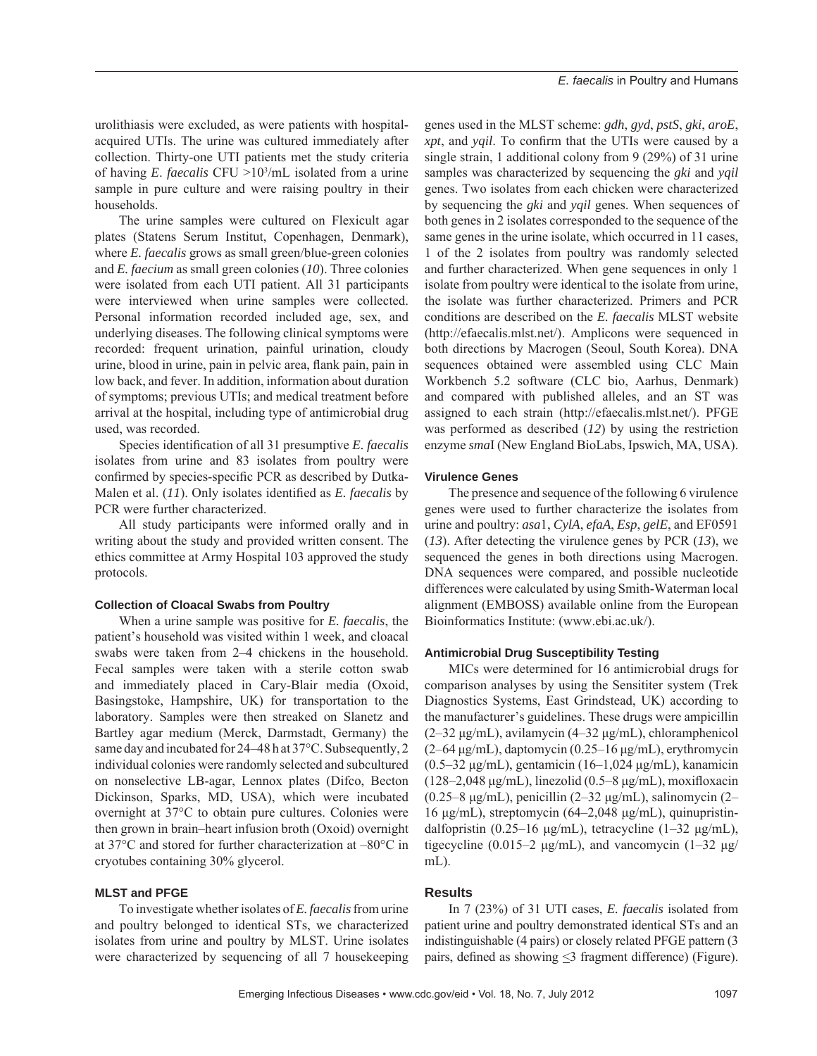urolithiasis were excluded, as were patients with hospital-acquired UTIs. The urine was cultured immediately after collection. Thirty-one UTI patients met the study criteria of having *E. faecalis* CFU $>10^3$/mL isolated from a urine sample in pure culture and were raising poultry in their households.

The urine samples were cultured on Flexicult agar plates (Statens Serum Institut, Copenhagen, Denmark), where *E. faecalis* grows as small green/blue-green colonies and *E. faecium* as small green colonies (*10*). Three colonies were isolated from each UTI patient. All 31 participants were interviewed when urine samples were collected. Personal information recorded included age, sex, and underlying diseases. The following clinical symptoms were recorded: frequent urination, painful urination, cloudy urine, blood in urine, pain in pelvic area, flank pain, pain in low back, and fever. In addition, information about duration of symptoms; previous UTIs; and medical treatment before arrival at the hospital, including type of antimicrobial drug used, was recorded.

Species identification of all 31 presumptive *E. faecalis* isolates from urine and 83 isolates from poultry were confirmed by species-specific PCR as described by Dutka-Malen et al. (*11*). Only isolates identified as *E. faecalis* by PCR were further characterized.

All study participants were informed orally and in writing about the study and provided written consent. The ethics committee at Army Hospital 103 approved the study protocols.

#### Collection of Cloacal Swabs from Poultry

When a urine sample was positive for *E. faecalis*, the patient's household was visited within 1 week, and cloacal swabs were taken from 2–4 chickens in the household. Fecal samples were taken with a sterile cotton swab and immediately placed in Cary-Blair media (Oxoid, Basingstoke, Hampshire, UK) for transportation to the laboratory. Samples were then streaked on Slanetz and Bartley agar medium (Merck, Darmstadt, Germany) the same day and incubated for 24–48 h at 37°C. Subsequently, 2 individual colonies were randomly selected and subcultured on nonselective LB-agar, Lennox plates (Difco, Becton Dickinson, Sparks, MD, USA), which were incubated overnight at 37°C to obtain pure cultures. Colonies were then grown in brain–heart infusion broth (Oxoid) overnight at 37°C and stored for further characterization at –80°C in cryotubes containing 30% glycerol.

#### MLST and PFGE

To investigate whether isolates of *E. faecalis* from urine and poultry belonged to identical STs, we characterized isolates from urine and poultry by MLST. Urine isolates were characterized by sequencing of all 7 housekeeping genes used in the MLST scheme: *gdh*, *gyd*, *pstS*, *gki*, *aroE*, *xpt*, and *yqil*. To confirm that the UTIs were caused by a single strain, 1 additional colony from 9 (29%) of 31 urine samples was characterized by sequencing the *gki* and *yqil* genes. Two isolates from each chicken were characterized by sequencing the *gki* and *yqil* genes. When sequences of both genes in 2 isolates corresponded to the sequence of the same genes in the urine isolate, which occurred in 11 cases, 1 of the 2 isolates from poultry was randomly selected and further characterized. When gene sequences in only 1 isolate from poultry were identical to the isolate from urine, the isolate was further characterized. Primers and PCR conditions are described on the *E. faecalis* MLST website (http://efaecalis.mlst.net/). Amplicons were sequenced in both directions by Macrogen (Seoul, South Korea). DNA sequences obtained were assembled using CLC Main Workbench 5.2 software (CLC bio, Aarhus, Denmark) and compared with published alleles, and an ST was assigned to each strain (http://efaecalis.mlst.net/). PFGE was performed as described (*12*) by using the restriction enzyme *sma*I (New England BioLabs, Ipswich, MA, USA).

#### Virulence Genes

The presence and sequence of the following 6 virulence genes were used to further characterize the isolates from urine and poultry: *asa*1, *CylA*, *efaA*, *Esp*, *gelE*, and EF0591 (*13*). After detecting the virulence genes by PCR (*13*), we sequenced the genes in both directions using Macrogen. DNA sequences were compared, and possible nucleotide differences were calculated by using Smith-Waterman local alignment (EMBOSS) available online from the European Bioinformatics Institute: (www.ebi.ac.uk/).

#### Antimicrobial Drug Susceptibility Testing

MICs were determined for 16 antimicrobial drugs for comparison analyses by using the Sensititer system (Trek Diagnostics Systems, East Grindstead, UK) according to the manufacturer's guidelines. These drugs were ampicillin (2–32 µg/mL), avilamycin (4–32 µg/mL), chloramphenicol (2–64 µg/mL), daptomycin (0.25–16 µg/mL), erythromycin (0.5–32 µg/mL), gentamicin (16–1,024 µg/mL), kanamicin (128–2,048 µg/mL), linezolid (0.5–8 µg/mL), moxifloxacin (0.25–8 µg/mL), penicillin (2–32 µg/mL), salinomycin (2–16 µg/mL), streptomycin (64–2,048 µg/mL), quinupristin-dalfopristin (0.25–16 µg/mL), tetracycline (1–32 µg/mL), tigecycline (0.015–2 µg/mL), and vancomycin (1–32 µg/mL).

## Results

In 7 (23%) of 31 UTI cases, *E. faecalis* isolated from patient urine and poultry demonstrated identical STs and an indistinguishable (4 pairs) or closely related PFGE pattern (3 pairs, defined as showing ≤3 fragment difference) (Figure).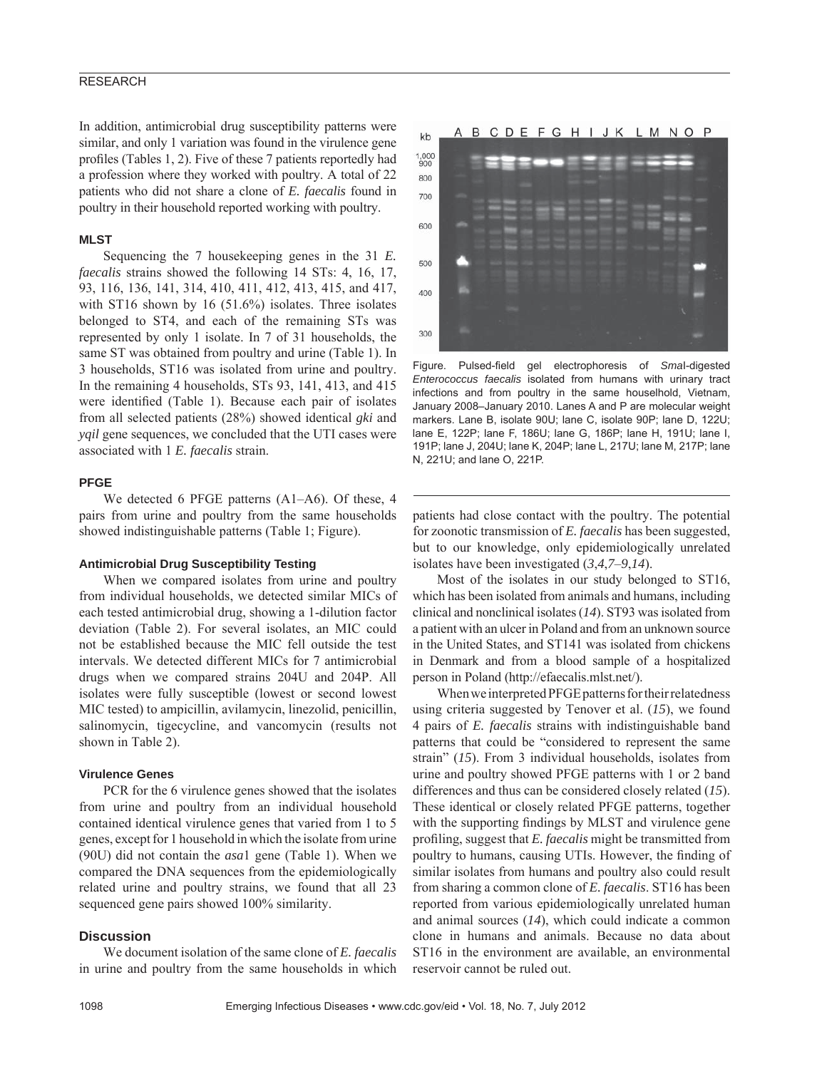In addition, antimicrobial drug susceptibility patterns were similar, and only 1 variation was found in the virulence gene profiles (Tables 1, 2). Five of these 7 patients reportedly had a profession where they worked with poultry. A total of 22 patients who did not share a clone of *E. faecalis* found in poultry in their household reported working with poultry.

### MLST

Sequencing the 7 housekeeping genes in the 31 *E. faecalis* strains showed the following 14 STs: 4, 16, 17, 93, 116, 136, 141, 314, 410, 411, 412, 413, 415, and 417, with ST16 shown by 16 (51.6%) isolates. Three isolates belonged to ST4, and each of the remaining STs was represented by only 1 isolate. In 7 of 31 households, the same ST was obtained from poultry and urine (Table 1). In 3 households, ST16 was isolated from urine and poultry. In the remaining 4 households, STs 93, 141, 413, and 415 were identified (Table 1). Because each pair of isolates from all selected patients (28%) showed identical *gki* and *yqil* gene sequences, we concluded that the UTI cases were associated with 1 *E. faecalis* strain.

### PFGE

We detected 6 PFGE patterns (A1–A6). Of these, 4 pairs from urine and poultry from the same households showed indistinguishable patterns (Table 1; Figure).

### Antimicrobial Drug Susceptibility Testing

When we compared isolates from urine and poultry from individual households, we detected similar MICs of each tested antimicrobial drug, showing a 1-dilution factor deviation (Table 2). For several isolates, an MIC could not be established because the MIC fell outside the test intervals. We detected different MICs for 7 antimicrobial drugs when we compared strains 204U and 204P. All isolates were fully susceptible (lowest or second lowest MIC tested) to ampicillin, avilamycin, linezolid, penicillin, salinomycin, tigecycline, and vancomycin (results not shown in Table 2).

### Virulence Genes

PCR for the 6 virulence genes showed that the isolates from urine and poultry from an individual household contained identical virulence genes that varied from 1 to 5 genes, except for 1 household in which the isolate from urine (90U) did not contain the *asa*1 gene (Table 1). When we compared the DNA sequences from the epidemiologically related urine and poultry strains, we found that all 23 sequenced gene pairs showed 100% similarity.

## Discussion

We document isolation of the same clone of *E. faecalis* in urine and poultry from the same households in which patients had close contact with the poultry. The potential for zoonotic transmission of *E. faecalis* has been suggested, but to our knowledge, only epidemiologically unrelated isolates have been investigated (*3*,*4*,*7*–*9*,*14*).

Figure. Pulsed-field gel electrophoresis of *Sma*I-digested *Enterococcus faecalis* isolated from humans with urinary tract infections and from poultry in the same houselhold, Vietnam, January 2008–January 2010. Lanes A and P are molecular weight markers. Lane B, isolate 90U; lane C, isolate 90P; lane D, 122U; lane E, 122P; lane F, 186U; lane G, 186P; lane H, 191U; lane I, 191P; lane J, 204U; lane K, 204P; lane L, 217U; lane M, 217P; lane N, 221U; and lane O, 221P.

Most of the isolates in our study belonged to ST16, which has been isolated from animals and humans, including clinical and nonclinical isolates (*14*). ST93 was isolated from a patient with an ulcer in Poland and from an unknown source in the United States, and ST141 was isolated from chickens in Denmark and from a blood sample of a hospitalized person in Poland (http://efaecalis.mlst.net/).

When we interpreted PFGE patterns for their relatedness using criteria suggested by Tenover et al. (*15*), we found 4 pairs of *E. faecalis* strains with indistinguishable band patterns that could be "considered to represent the same strain" (*15*). From 3 individual households, isolates from urine and poultry showed PFGE patterns with 1 or 2 band differences and thus can be considered closely related (*15*). These identical or closely related PFGE patterns, together with the supporting findings by MLST and virulence gene profiling, suggest that *E. faecalis* might be transmitted from poultry to humans, causing UTIs. However, the finding of similar isolates from humans and poultry also could result from sharing a common clone of *E. faecalis*. ST16 has been reported from various epidemiologically unrelated human and animal sources (*14*), which could indicate a common clone in humans and animals. Because no data about ST16 in the environment are available, an environmental reservoir cannot be ruled out.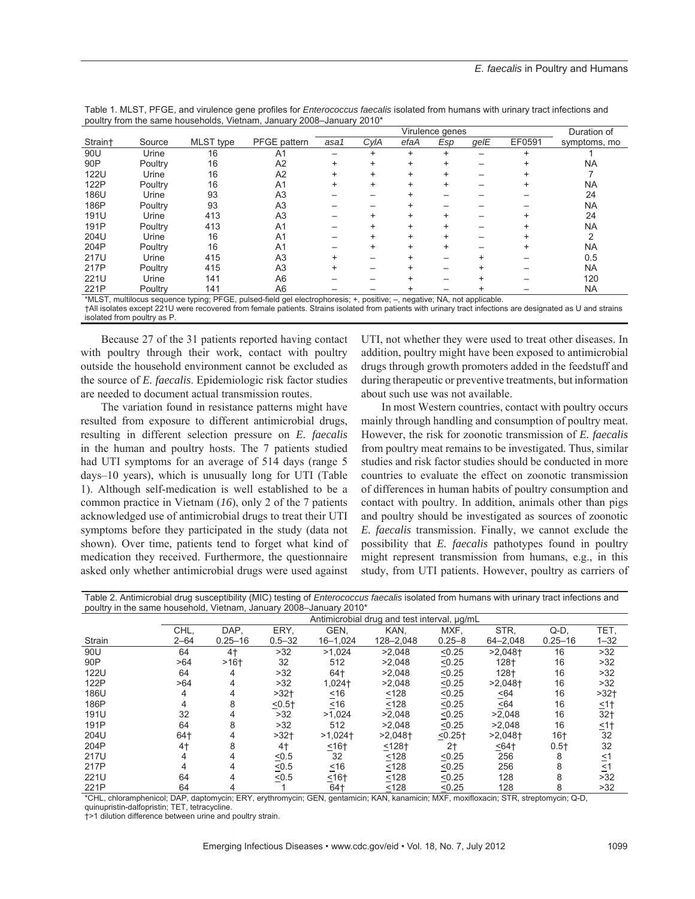Table 1. MLST, PFGE, and virulence gene profiles for *Enterococcus faecalis* isolated from humans with urinary tract infections and poultry from the same households, Vietnam, January 2008–January 2010*

| Strain† | Source | MLST type | PFGE pattern | Virulence genes | | | | | | Duration of symptoms, mo |
|---|---|---|---|---|---|---|---|---|---|---|
| | | | | *asa1* | *CylA* | *efaA* | *Esp* | *gelE* | EF0591 | |
| 90U | Urine | 16 | A1 | – | + | + | + | – | + | 1 |
| 90P | Poultry | 16 | A2 | + | + | + | + | – | + | NA |
| 122U | Urine | 16 | A2 | + | + | + | + | – | + | 7 |
| 122P | Poultry | 16 | A1 | + | + | + | + | – | + | NA |
| 186U | Urine | 93 | A3 | – | – | + | – | – | – | 24 |
| 186P | Poultry | 93 | A3 | – | – | + | – | – | – | NA |
| 191U | Urine | 413 | A3 | – | + | + | + | – | + | 24 |
| 191P | Poultry | 413 | A1 | – | + | + | + | – | + | NA |
| 204U | Urine | 16 | A1 | – | + | + | + | – | + | 2 |
| 204P | Poultry | 16 | A1 | – | + | + | + | – | + | NA |
| 217U | Urine | 415 | A3 | + | – | + | – | + | – | 0.5 |
| 217P | Poultry | 415 | A3 | + | – | + | – | + | – | NA |
| 221U | Urine | 141 | A6 | – | – | + | – | + | – | 120 |
| 221P | Poultry | 141 | A6 | – | – | + | – | + | – | NA |

*MLST, multilocus sequence typing; PFGE, pulsed-field gel electrophoresis; +, positive; –, negative; NA, not applicable.
†All isolates except 221U were recovered from female patients. Strains isolated from patients with urinary tract infections are designated as U and strains isolated from poultry as P.

Because 27 of the 31 patients reported having contact with poultry through their work, contact with poultry outside the household environment cannot be excluded as the source of *E. faecalis*. Epidemiologic risk factor studies are needed to document actual transmission routes.

The variation found in resistance patterns might have resulted from exposure to different antimicrobial drugs, resulting in different selection pressure on *E. faecalis* in the human and poultry hosts. The 7 patients studied had UTI symptoms for an average of 514 days (range 5 days–10 years), which is unusually long for UTI (Table 1). Although self-medication is well established to be a common practice in Vietnam (*16*), only 2 of the 7 patients acknowledged use of antimicrobial drugs to treat their UTI symptoms before they participated in the study (data not shown). Over time, patients tend to forget what kind of medication they received. Furthermore, the questionnaire asked only whether antimicrobial drugs were used against UTI, not whether they were used to treat other diseases. In addition, poultry might have been exposed to antimicrobial drugs through growth promoters added in the feedstuff and during therapeutic or preventive treatments, but information about such use was not available.

In most Western countries, contact with poultry occurs mainly through handling and consumption of poultry meat. However, the risk for zoonotic transmission of *E. faecalis* from poultry meat remains to be investigated. Thus, similar studies and risk factor studies should be conducted in more countries to evaluate the effect on zoonotic transmission of differences in human habits of poultry consumption and contact with poultry. In addition, animals other than pigs and poultry should be investigated as sources of zoonotic *E. faecalis* transmission. Finally, we cannot exclude the possibility that *E. faecalis* pathotypes found in poultry might represent transmission from humans, e.g., in this study, from UTI patients. However, poultry as carriers of

Table 2. Antimicrobial drug susceptibility (MIC) testing of *Enterococcus faecalis* isolated from humans with urinary tract infections and poultry in the same household, Vietnam, January 2008–January 2010*

| Strain | Antimicrobial drug and test interval, µg/mL | | | | | | | | |
|---|---|---|---|---|---|---|---|---|---|
| | CHL, 2–64 | DAP, 0.25–16 | ERY, 0.5–32 | GEN, 16–1,024 | KAN, 128–2,048 | MXF, 0.25–8 | STR, 64–2,048 | Q-D, 0.25–16 | TET, 1–32 |
| 90U | 64 | 4† | >32 | >1,024 | >2,048 | <0.25 | >2,048† | 16 | >32 |
| 90P | >64 | >16† | 32 | 512 | >2,048 | <0.25 | 128† | 16 | >32 |
| 122U | 64 | 4 | >32 | 64† | >2,048 | <0.25 | 128† | 16 | >32 |
| 122P | >64 | 4 | >32 | 1,024† | >2,048 | <0.25 | >2,048† | 16 | >32 |
| 186U | 4 | 4 | >32† | <16 | <128 | <0.25 | <64 | 16 | >32† |
| 186P | 4 | 8 | <0.5† | <16 | <128 | <0.25 | <64 | 16 | <1† |
| 191U | 32 | 4 | >32 | >1,024 | >2,048 | <0.25 | >2,048 | 16 | 32† |
| 191P | 64 | 8 | >32 | 512 | >2,048 | <0.25 | >2,048 | 16 | <1† |
| 204U | 64† | 4 | >32† | >1,024† | >2,048† | <0.25† | >2,048† | 16† | 32 |
| 204P | 4† | 8 | 4† | <16† | <128† | 2† | <64† | 0.5† | 32 |
| 217U | 4 | 4 | <0.5 | 32 | <128 | <0.25 | 256 | 8 | <1 |
| 217P | 4 | 4 | <0.5 | <16 | <128 | <0.25 | 256 | 8 | <1 |
| 221U | 64 | 4 | <0.5 | <16† | <128 | <0.25 | 128 | 8 | >32 |
| 221P | 64 | 4 | 1 | 64† | <128 | <0.25 | 128 | 8 | >32 |

*CHL, chloramphenicol; DAP, daptomycin; ERY, erythromycin; GEN, gentamicin; KAN, kanamicin; MXF, moxifloxacin; STR, streptomycin; Q-D, quinupristin-dalfopristin; TET, tetracycline.
†>1 dilution difference between urine and poultry strain.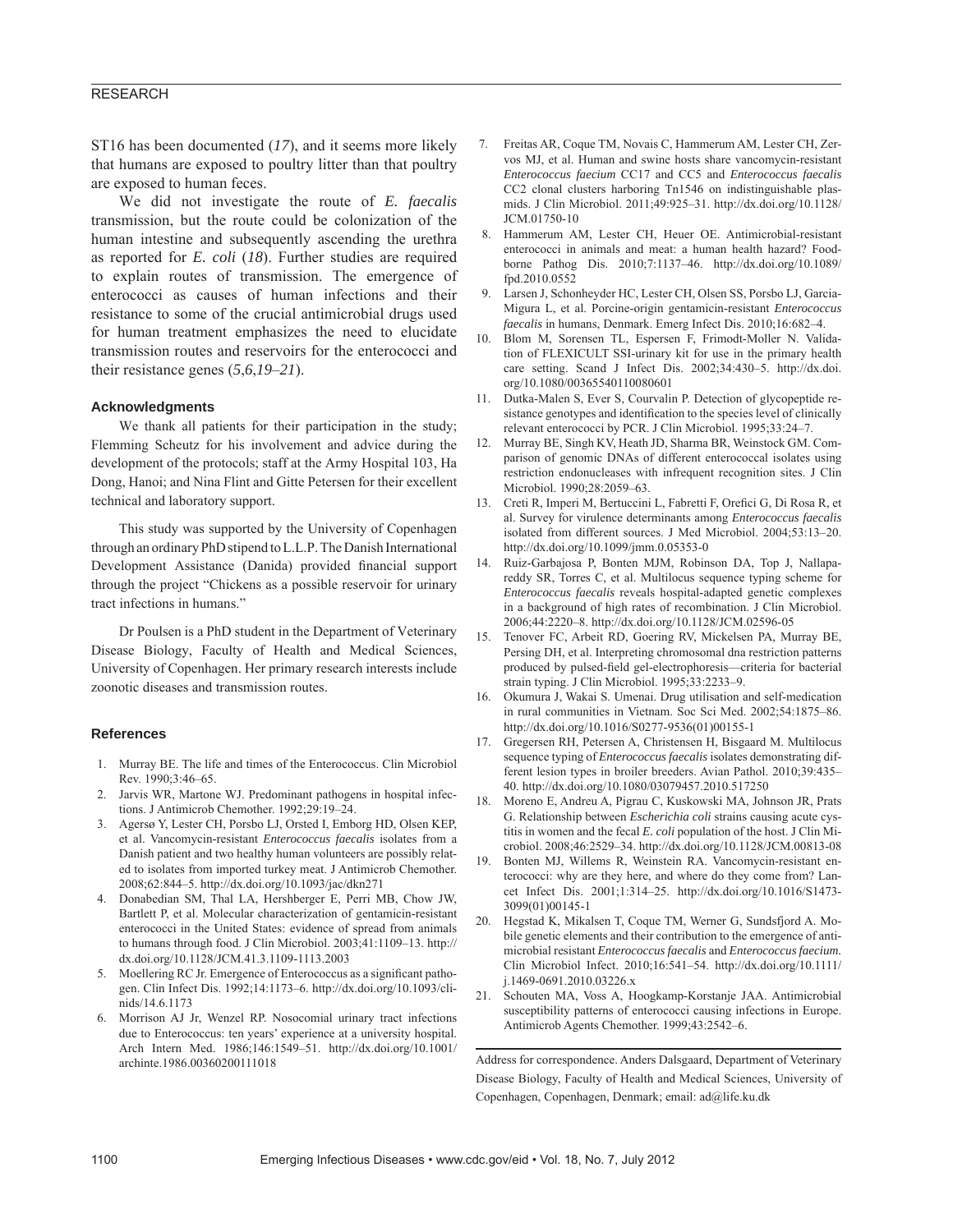ST16 has been documented (*17*), and it seems more likely that humans are exposed to poultry litter than that poultry are exposed to human feces.

We did not investigate the route of *E. faecalis* transmission, but the route could be colonization of the human intestine and subsequently ascending the urethra as reported for *E. coli* (*18*). Further studies are required to explain routes of transmission. The emergence of enterococci as causes of human infections and their resistance to some of the crucial antimicrobial drugs used for human treatment emphasizes the need to elucidate transmission routes and reservoirs for the enterococci and their resistance genes (*5*,*6*,*19*–*21*).

#### Acknowledgments

We thank all patients for their participation in the study; Flemming Scheutz for his involvement and advice during the development of the protocols; staff at the Army Hospital 103, Ha Dong, Hanoi; and Nina Flint and Gitte Petersen for their excellent technical and laboratory support.

This study was supported by the University of Copenhagen through an ordinary PhD stipend to L.L.P. The Danish International Development Assistance (Danida) provided financial support through the project "Chickens as a possible reservoir for urinary tract infections in humans."

Dr Poulsen is a PhD student in the Department of Veterinary Disease Biology, Faculty of Health and Medical Sciences, University of Copenhagen. Her primary research interests include zoonotic diseases and transmission routes.

#### References

1. Murray BE. The life and times of the Enterococcus. Clin Microbiol Rev. 1990;3:46–65.
2. Jarvis WR, Martone WJ. Predominant pathogens in hospital infections. J Antimicrob Chemother. 1992;29:19–24.
3. Agersø Y, Lester CH, Porsbo LJ, Orsted I, Emborg HD, Olsen KEP, et al. Vancomycin-resistant *Enterococcus faecalis* isolates from a Danish patient and two healthy human volunteers are possibly related to isolates from imported turkey meat. J Antimicrob Chemother. 2008;62:844–5. http://dx.doi.org/10.1093/jac/dkn271
4. Donabedian SM, Thal LA, Hershberger E, Perri MB, Chow JW, Bartlett P, et al. Molecular characterization of gentamicin-resistant enterococci in the United States: evidence of spread from animals to humans through food. J Clin Microbiol. 2003;41:1109–13. http://dx.doi.org/10.1128/JCM.41.3.1109-1113.2003
5. Moellering RC Jr. Emergence of Enterococcus as a significant pathogen. Clin Infect Dis. 1992;14:1173–6. http://dx.doi.org/10.1093/clinids/14.6.1173
6. Morrison AJ Jr, Wenzel RP. Nosocomial urinary tract infections due to Enterococcus: ten years' experience at a university hospital. Arch Intern Med. 1986;146:1549–51. http://dx.doi.org/10.1001/archinte.1986.00360200111018
7. Freitas AR, Coque TM, Novais C, Hammerum AM, Lester CH, Zervos MJ, et al. Human and swine hosts share vancomycin-resistant *Enterococcus faecium* CC17 and CC5 and *Enterococcus faecalis* CC2 clonal clusters harboring Tn1546 on indistinguishable plasmids. J Clin Microbiol. 2011;49:925–31. http://dx.doi.org/10.1128/JCM.01750-10
8. Hammerum AM, Lester CH, Heuer OE. Antimicrobial-resistant enterococci in animals and meat: a human health hazard? Foodborne Pathog Dis. 2010;7:1137–46. http://dx.doi.org/10.1089/fpd.2010.0552
9. Larsen J, Schonheyder HC, Lester CH, Olsen SS, Porsbo LJ, Garcia-Migura L, et al. Porcine-origin gentamicin-resistant *Enterococcus faecalis* in humans, Denmark. Emerg Infect Dis. 2010;16:682–4.
10. Blom M, Sorensen TL, Espersen F, Frimodt-Moller N. Validation of FLEXICULT SSI-urinary kit for use in the primary health care setting. Scand J Infect Dis. 2002;34:430–5. http://dx.doi.org/10.1080/00365540110080601
11. Dutka-Malen S, Ever S, Courvalin P. Detection of glycopeptide resistance genotypes and identification to the species level of clinically relevant enterococci by PCR. J Clin Microbiol. 1995;33:24–7.
12. Murray BE, Singh KV, Heath JD, Sharma BR, Weinstock GM. Comparison of genomic DNAs of different enterococcal isolates using restriction endonucleases with infrequent recognition sites. J Clin Microbiol. 1990;28:2059–63.
13. Creti R, Imperi M, Bertuccini L, Fabretti F, Orefici G, Di Rosa R, et al. Survey for virulence determinants among *Enterococcus faecalis* isolated from different sources. J Med Microbiol. 2004;53:13–20. http://dx.doi.org/10.1099/jmm.0.05353-0
14. Ruiz-Garbajosa P, Bonten MJM, Robinson DA, Top J, Nallapareddy SR, Torres C, et al. Multilocus sequence typing scheme for *Enterococcus faecalis* reveals hospital-adapted genetic complexes in a background of high rates of recombination. J Clin Microbiol. 2006;44:2220–8. http://dx.doi.org/10.1128/JCM.02596-05
15. Tenover FC, Arbeit RD, Goering RV, Mickelsen PA, Murray BE, Persing DH, et al. Interpreting chromosomal dna restriction patterns produced by pulsed-field gel-electrophoresis—criteria for bacterial strain typing. J Clin Microbiol. 1995;33:2233–9.
16. Okumura J, Wakai S. Umenai. Drug utilisation and self-medication in rural communities in Vietnam. Soc Sci Med. 2002;54:1875–86. http://dx.doi.org/10.1016/S0277-9536(01)00155-1
17. Gregersen RH, Petersen A, Christensen H, Bisgaard M. Multilocus sequence typing of *Enterococcus faecalis* isolates demonstrating different lesion types in broiler breeders. Avian Pathol. 2010;39:435–40. http://dx.doi.org/10.1080/03079457.2010.517250
18. Moreno E, Andreu A, Pigrau C, Kuskowski MA, Johnson JR, Prats G. Relationship between *Escherichia coli* strains causing acute cystitis in women and the fecal *E. coli* population of the host. J Clin Microbiol. 2008;46:2529–34. http://dx.doi.org/10.1128/JCM.00813-08
19. Bonten MJ, Willems R, Weinstein RA. Vancomycin-resistant enterococci: why are they here, and where do they come from? Lancet Infect Dis. 2001;1:314–25. http://dx.doi.org/10.1016/S1473-3099(01)00145-1
20. Hegstad K, Mikalsen T, Coque TM, Werner G, Sundsfjord A. Mobile genetic elements and their contribution to the emergence of antimicrobial resistant *Enterococcus faecalis* and *Enterococcus faecium.* Clin Microbiol Infect. 2010;16:541–54. http://dx.doi.org/10.1111/j.1469-0691.2010.03226.x
21. Schouten MA, Voss A, Hoogkamp-Korstanje JAA. Antimicrobial susceptibility patterns of enterococci causing infections in Europe. Antimicrob Agents Chemother. 1999;43:2542–6.

Address for correspondence. Anders Dalsgaard, Department of Veterinary Disease Biology, Faculty of Health and Medical Sciences, University of Copenhagen, Copenhagen, Denmark; email: ad@life.ku.dk